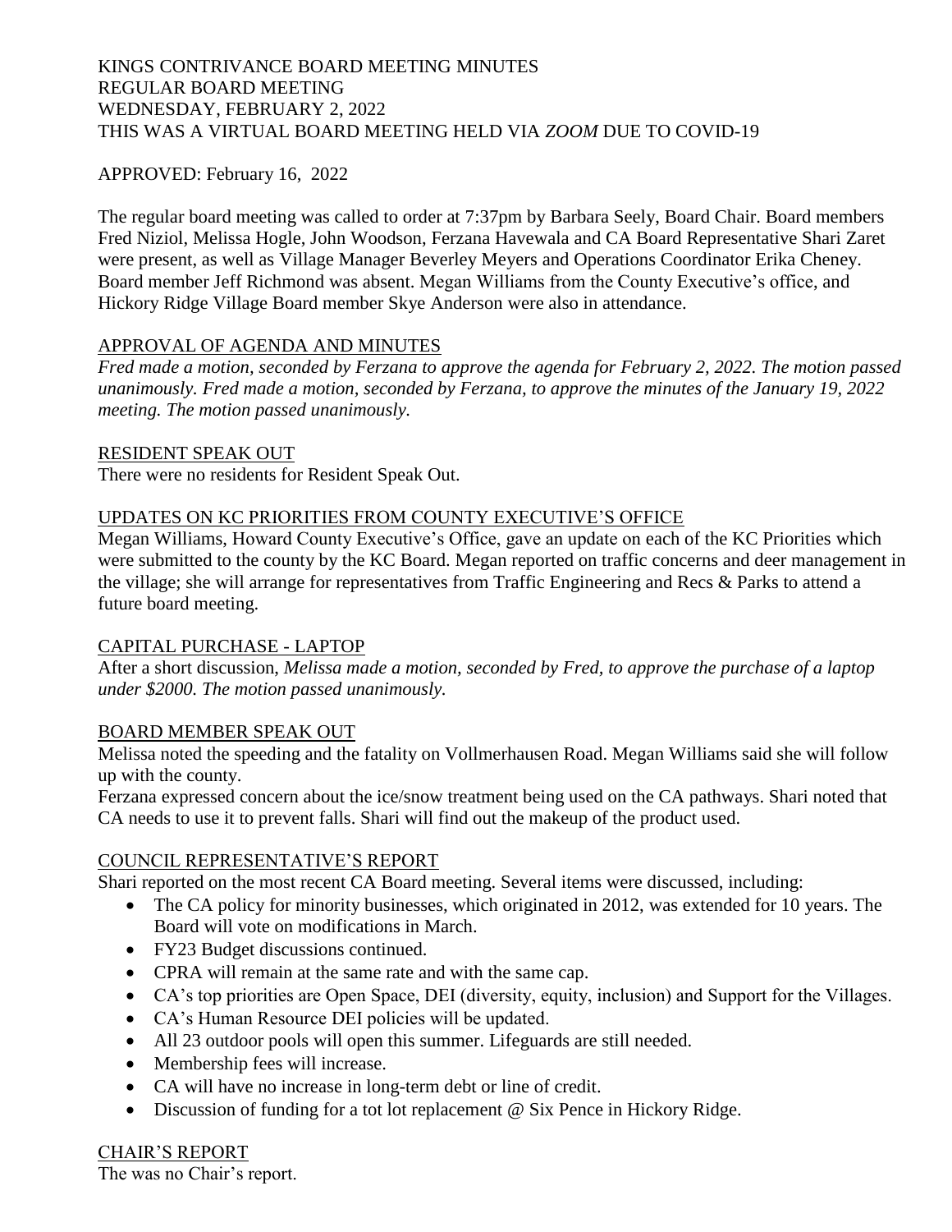KINGS CONTRIVANCE BOARD MEETING MINUTES
REGULAR BOARD MEETING
WEDNESDAY, FEBRUARY 2, 2022
THIS WAS A VIRTUAL BOARD MEETING HELD VIA *ZOOM* DUE TO COVID-19

APPROVED: February 16, 2022

The regular board meeting was called to order at 7:37pm by Barbara Seely, Board Chair. Board members Fred Niziol, Melissa Hogle, John Woodson, Ferzana Havewala and CA Board Representative Shari Zaret were present, as well as Village Manager Beverley Meyers and Operations Coordinator Erika Cheney. Board member Jeff Richmond was absent. Megan Williams from the County Executive's office, and Hickory Ridge Village Board member Skye Anderson were also in attendance.

## APPROVAL OF AGENDA AND MINUTES

*Fred made a motion, seconded by Ferzana to approve the agenda for February 2, 2022. The motion passed unanimously. Fred made a motion, seconded by Ferzana, to approve the minutes of the January 19, 2022 meeting. The motion passed unanimously.*

## RESIDENT SPEAK OUT

There were no residents for Resident Speak Out.

## UPDATES ON KC PRIORITIES FROM COUNTY EXECUTIVE'S OFFICE

Megan Williams, Howard County Executive's Office, gave an update on each of the KC Priorities which were submitted to the county by the KC Board. Megan reported on traffic concerns and deer management in the village; she will arrange for representatives from Traffic Engineering and Recs & Parks to attend a future board meeting.

## CAPITAL PURCHASE - LAPTOP

After a short discussion, *Melissa made a motion, seconded by Fred, to approve the purchase of a laptop under $2000. The motion passed unanimously.*

## BOARD MEMBER SPEAK OUT

Melissa noted the speeding and the fatality on Vollmerhausen Road. Megan Williams said she will follow up with the county.
Ferzana expressed concern about the ice/snow treatment being used on the CA pathways. Shari noted that CA needs to use it to prevent falls. Shari will find out the makeup of the product used.

## COUNCIL REPRESENTATIVE'S REPORT

Shari reported on the most recent CA Board meeting. Several items were discussed, including:

- The CA policy for minority businesses, which originated in 2012, was extended for 10 years. The Board will vote on modifications in March.
- FY23 Budget discussions continued.
- CPRA will remain at the same rate and with the same cap.
- CA's top priorities are Open Space, DEI (diversity, equity, inclusion) and Support for the Villages.
- CA's Human Resource DEI policies will be updated.
- All 23 outdoor pools will open this summer. Lifeguards are still needed.
- Membership fees will increase.
- CA will have no increase in long-term debt or line of credit.
- Discussion of funding for a tot lot replacement @ Six Pence in Hickory Ridge.

## CHAIR'S REPORT

The was no Chair's report.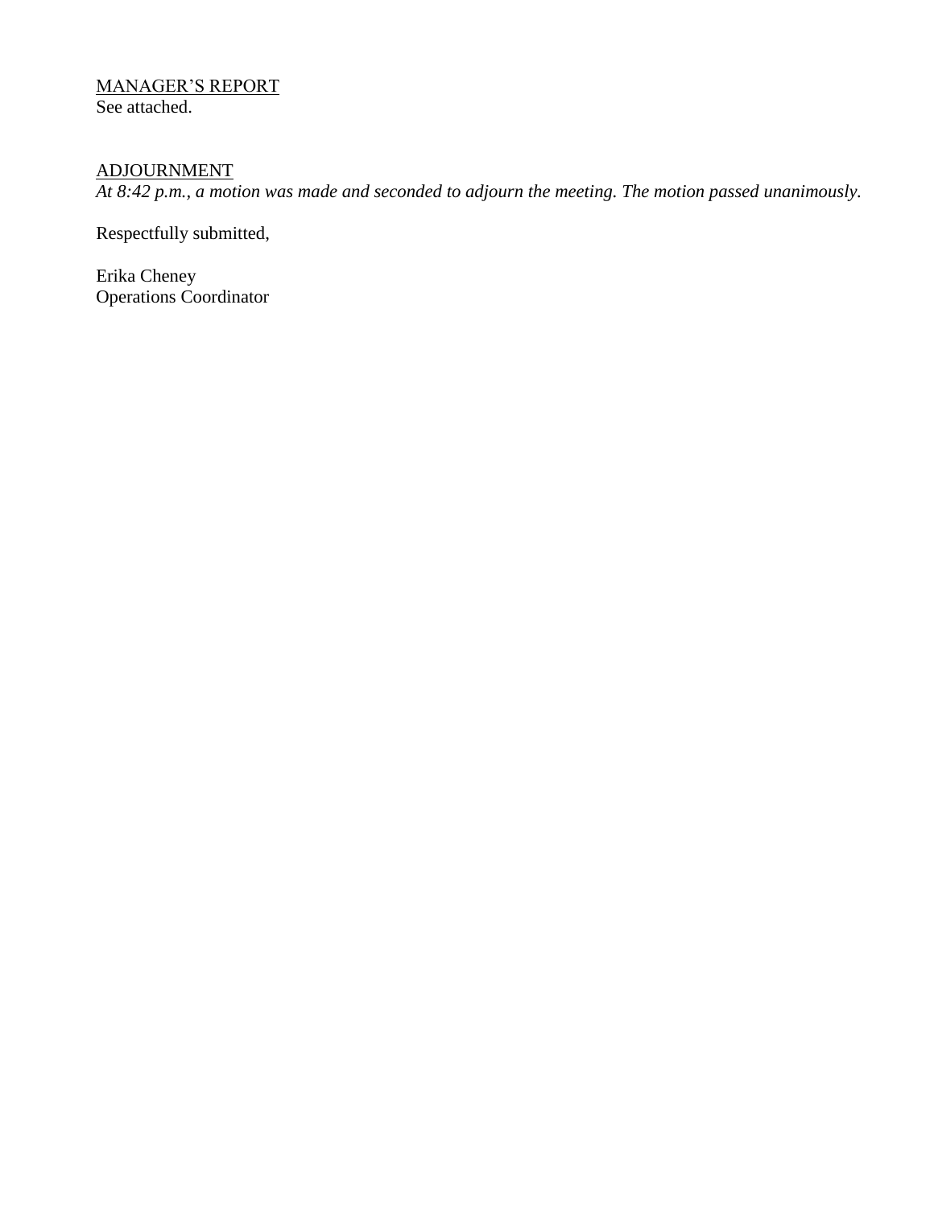<u>MANAGER'S REPORT</u>
See attached.

<u>ADJOURNMENT</u>
*At 8:42 p.m., a motion was made and seconded to adjourn the meeting. The motion passed unanimously.*

Respectfully submitted,

Erika Cheney
Operations Coordinator